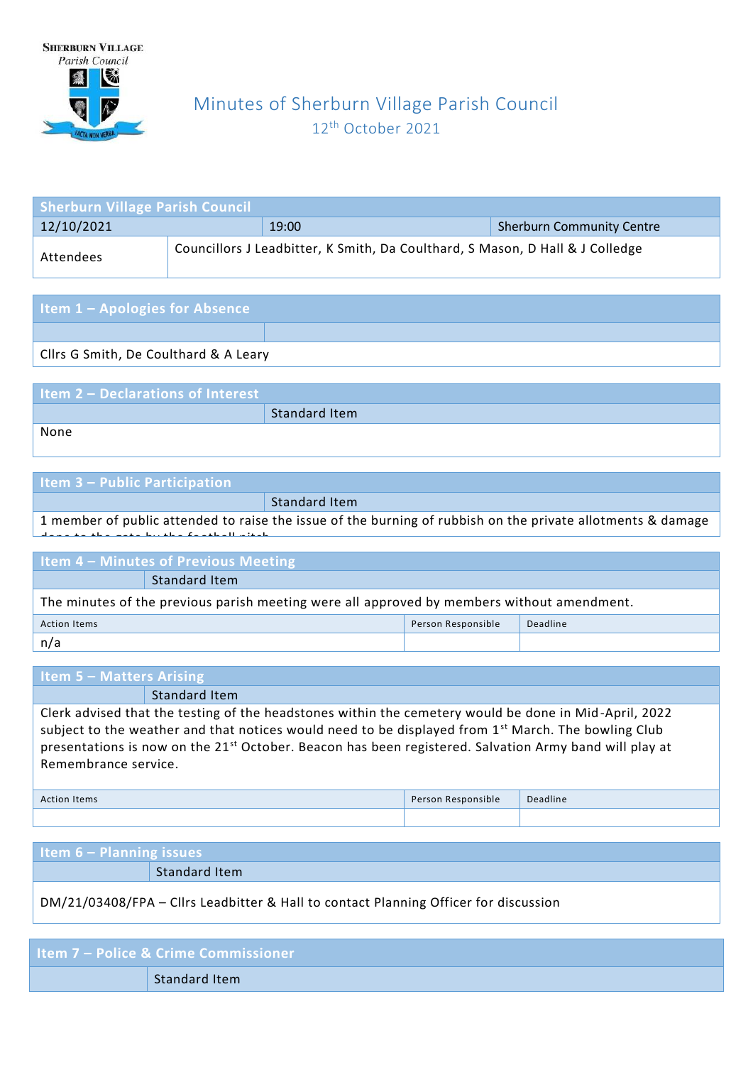SHERBURN VILLAGE
*Parish Council*

# Minutes of Sherburn Village Parish Council

12th October 2021

| Sherburn Village Parish Council | | |
|---|---|---|
| 12/10/2021 | 19:00 | Sherburn Community Centre |
| Attendees | Councillors J Leadbitter, K Smith, Da Coulthard, S Mason, D Hall & J Colledge | |

## Item 1 – Apologies for Absence

Cllrs G Smith, De Coulthard & A Leary

## Item 2 – Declarations of Interest

Standard Item

None

## Item 3 – Public Participation

Standard Item

1 member of public attended to raise the issue of the burning of rubbish on the private allotments & damage done to the gate by the football pitch.

## Item 4 – Minutes of Previous Meeting

Standard Item

The minutes of the previous parish meeting were all approved by members without amendment.

| Action Items | Person Responsible | Deadline |
|---|---|---|
| n/a | | |

## Item 5 – Matters Arising

Standard Item

Clerk advised that the testing of the headstones within the cemetery would be done in Mid-April, 2022 subject to the weather and that notices would need to be displayed from 1st March. The bowling Club presentations is now on the 21st October. Beacon has been registered. Salvation Army band will play at Remembrance service.

| Action Items | Person Responsible | Deadline |
|---|---|---|
| | | |

## Item 6 – Planning issues

Standard Item

DM/21/03408/FPA – Cllrs Leadbitter & Hall to contact Planning Officer for discussion

## Item 7 – Police & Crime Commissioner

Standard Item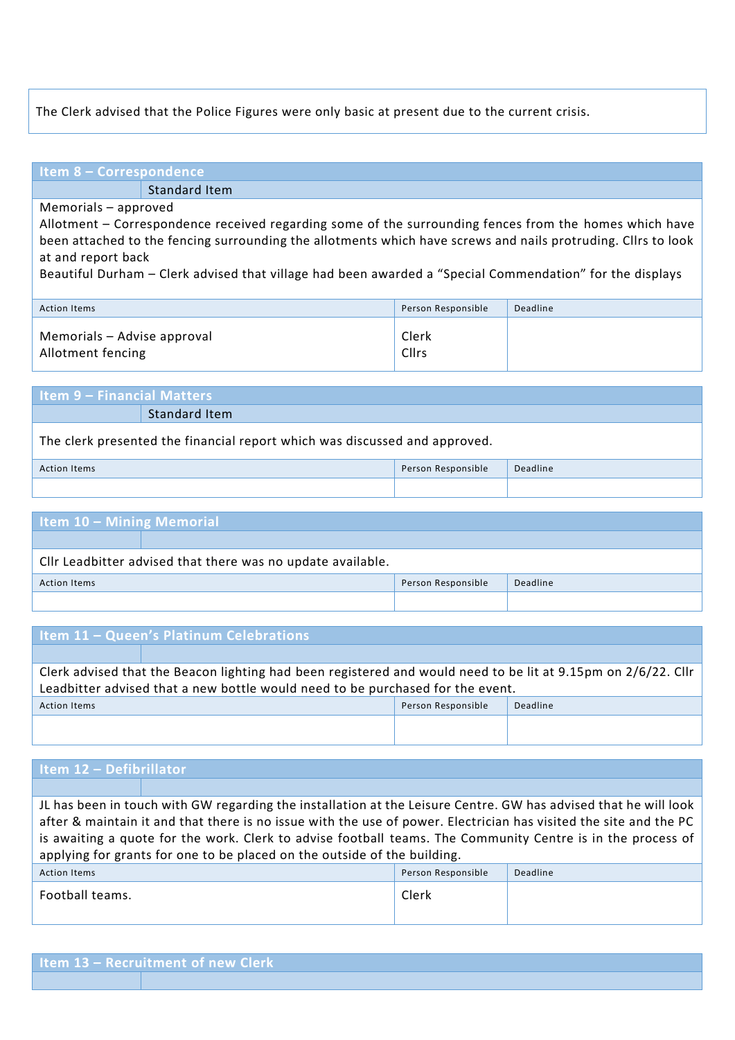The Clerk advised that the Police Figures were only basic at present due to the current crisis.

## Item 8 – Correspondence

| | Standard Item |
|---|---|

Memorials – approved
Allotment – Correspondence received regarding some of the surrounding fences from the homes which have been attached to the fencing surrounding the allotments which have screws and nails protruding. Cllrs to look at and report back
Beautiful Durham – Clerk advised that village had been awarded a "Special Commendation" for the displays

| Action Items | Person Responsible | Deadline |
|---|---|---|
| Memorials – Advise approval<br>Allotment fencing | Clerk<br>Cllrs | |

## Item 9 – Financial Matters

| | Standard Item |
|---|---|

The clerk presented the financial report which was discussed and approved.

| Action Items | Person Responsible | Deadline |
|---|---|---|
| | | |

## Item 10 – Mining Memorial

Cllr Leadbitter advised that there was no update available.

| Action Items | Person Responsible | Deadline |
|---|---|---|
| | | |

## Item 11 – Queen's Platinum Celebrations

Clerk advised that the Beacon lighting had been registered and would need to be lit at 9.15pm on 2/6/22. Cllr Leadbitter advised that a new bottle would need to be purchased for the event.

| Action Items | Person Responsible | Deadline |
|---|---|---|
| | | |

## Item 12 – Defibrillator

JL has been in touch with GW regarding the installation at the Leisure Centre. GW has advised that he will look after & maintain it and that there is no issue with the use of power. Electrician has visited the site and the PC is awaiting a quote for the work. Clerk to advise football teams. The Community Centre is in the process of applying for grants for one to be placed on the outside of the building.

| Action Items | Person Responsible | Deadline |
|---|---|---|
| Football teams. | Clerk | |

## Item 13 – Recruitment of new Clerk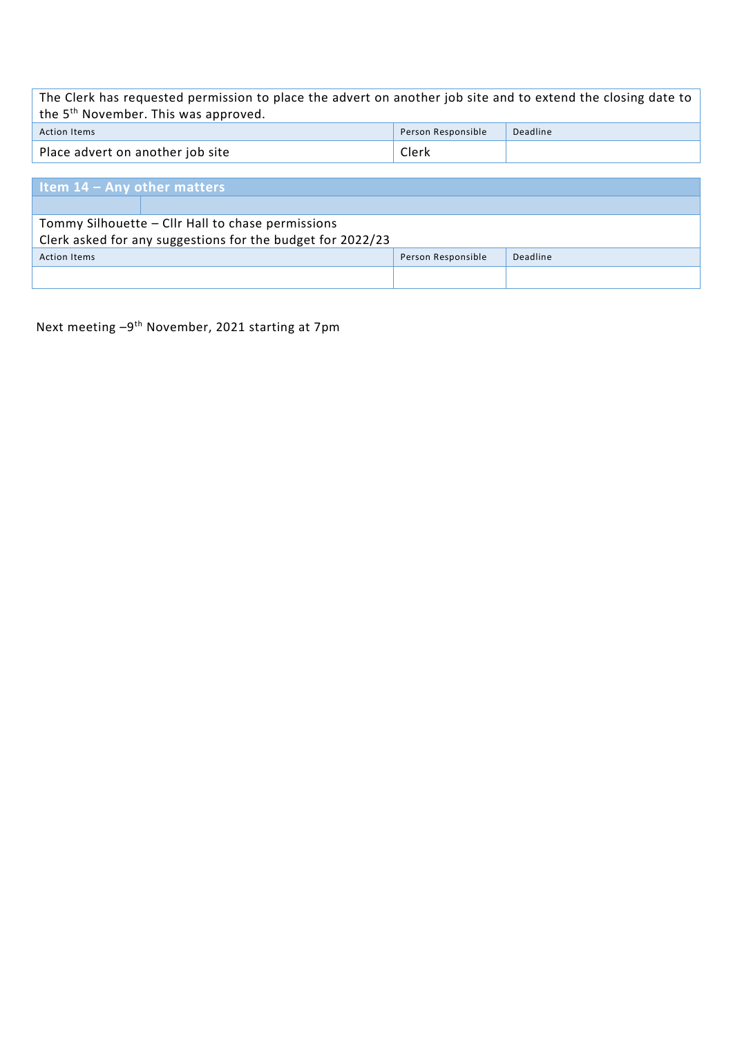The Clerk has requested permission to place the advert on another job site and to extend the closing date to the 5th November. This was approved.

| Action Items | Person Responsible | Deadline |
|---|---|---|
| Place advert on another job site | Clerk | |

## Item 14 – Any other matters

Tommy Silhouette – Cllr Hall to chase permissions
Clerk asked for any suggestions for the budget for 2022/23

| Action Items | Person Responsible | Deadline |
|---|---|---|
| | | |

Next meeting –9th November, 2021 starting at 7pm